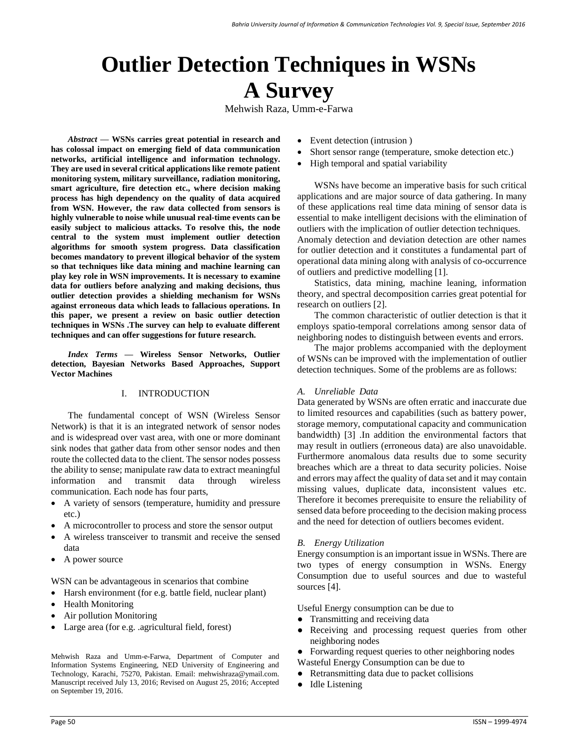# Outlier Detection Techniques in WSNs A Survey

Mehwish Raza, Umm-e-Farwa

***Abstract* — WSNs carries great potential in research and has colossal impact on emerging field of data communication networks, artificial intelligence and information technology. They are used in several critical applications like remote patient monitoring system, military surveillance, radiation monitoring, smart agriculture, fire detection etc., where decision making process has high dependency on the quality of data acquired from WSN. However, the raw data collected from sensors is highly vulnerable to noise while unusual real-time events can be easily subject to malicious attacks. To resolve this, the node central to the system must implement outlier detection algorithms for smooth system progress. Data classification becomes mandatory to prevent illogical behavior of the system so that techniques like data mining and machine learning can play key role in WSN improvements. It is necessary to examine data for outliers before analyzing and making decisions, thus outlier detection provides a shielding mechanism for WSNs against erroneous data which leads to fallacious operations. In this paper, we present a review on basic outlier detection techniques in WSNs .The survey can help to evaluate different techniques and can offer suggestions for future research.**

***Index Terms* — Wireless Sensor Networks, Outlier detection, Bayesian Networks Based Approaches, Support Vector Machines**

## I. INTRODUCTION

The fundamental concept of WSN (Wireless Sensor Network) is that it is an integrated network of sensor nodes and is widespread over vast area, with one or more dominant sink nodes that gather data from other sensor nodes and then route the collected data to the client. The sensor nodes possess the ability to sense; manipulate raw data to extract meaningful information and transmit data through wireless communication. Each node has four parts,

- A variety of sensors (temperature, humidity and pressure etc.)
- A microcontroller to process and store the sensor output
- A wireless transceiver to transmit and receive the sensed data
- A power source

WSN can be advantageous in scenarios that combine

- Harsh environment (for e.g. battle field, nuclear plant)
- Health Monitoring
- Air pollution Monitoring
- Large area (for e.g. .agricultural field, forest)
- Event detection (intrusion )
- Short sensor range (temperature, smoke detection etc.)
- High temporal and spatial variability

WSNs have become an imperative basis for such critical applications and are major source of data gathering. In many of these applications real time data mining of sensor data is essential to make intelligent decisions with the elimination of outliers with the implication of outlier detection techniques. Anomaly detection and deviation detection are other names for outlier detection and it constitutes a fundamental part of operational data mining along with analysis of co-occurrence of outliers and predictive modelling [1].

Statistics, data mining, machine leaning, information theory, and spectral decomposition carries great potential for research on outliers [2].

The common characteristic of outlier detection is that it employs spatio-temporal correlations among sensor data of neighboring nodes to distinguish between events and errors.

The major problems accompanied with the deployment of WSNs can be improved with the implementation of outlier detection techniques. Some of the problems are as follows:

### A. Unreliable Data

Data generated by WSNs are often erratic and inaccurate due to limited resources and capabilities (such as battery power, storage memory, computational capacity and communication bandwidth) [3] .In addition the environmental factors that may result in outliers (erroneous data) are also unavoidable. Furthermore anomalous data results due to some security breaches which are a threat to data security policies. Noise and errors may affect the quality of data set and it may contain missing values, duplicate data, inconsistent values etc. Therefore it becomes prerequisite to ensure the reliability of sensed data before proceeding to the decision making process and the need for detection of outliers becomes evident.

### B. Energy Utilization

Energy consumption is an important issue in WSNs. There are two types of energy consumption in WSNs. Energy Consumption due to useful sources and due to wasteful sources [4].

Useful Energy consumption can be due to

- Transmitting and receiving data
- Receiving and processing request queries from other neighboring nodes
- Forwarding request queries to other neighboring nodes

Wasteful Energy Consumption can be due to

- Retransmitting data due to packet collisions
- Idle Listening

Mehwish Raza and Umm-e-Farwa, Department of Computer and Information Systems Engineering, NED University of Engineering and Technology, Karachi, 75270, Pakistan. Email: mehwishraza@ymail.com. Manuscript received July 13, 2016; Revised on August 25, 2016; Accepted on September 19, 2016.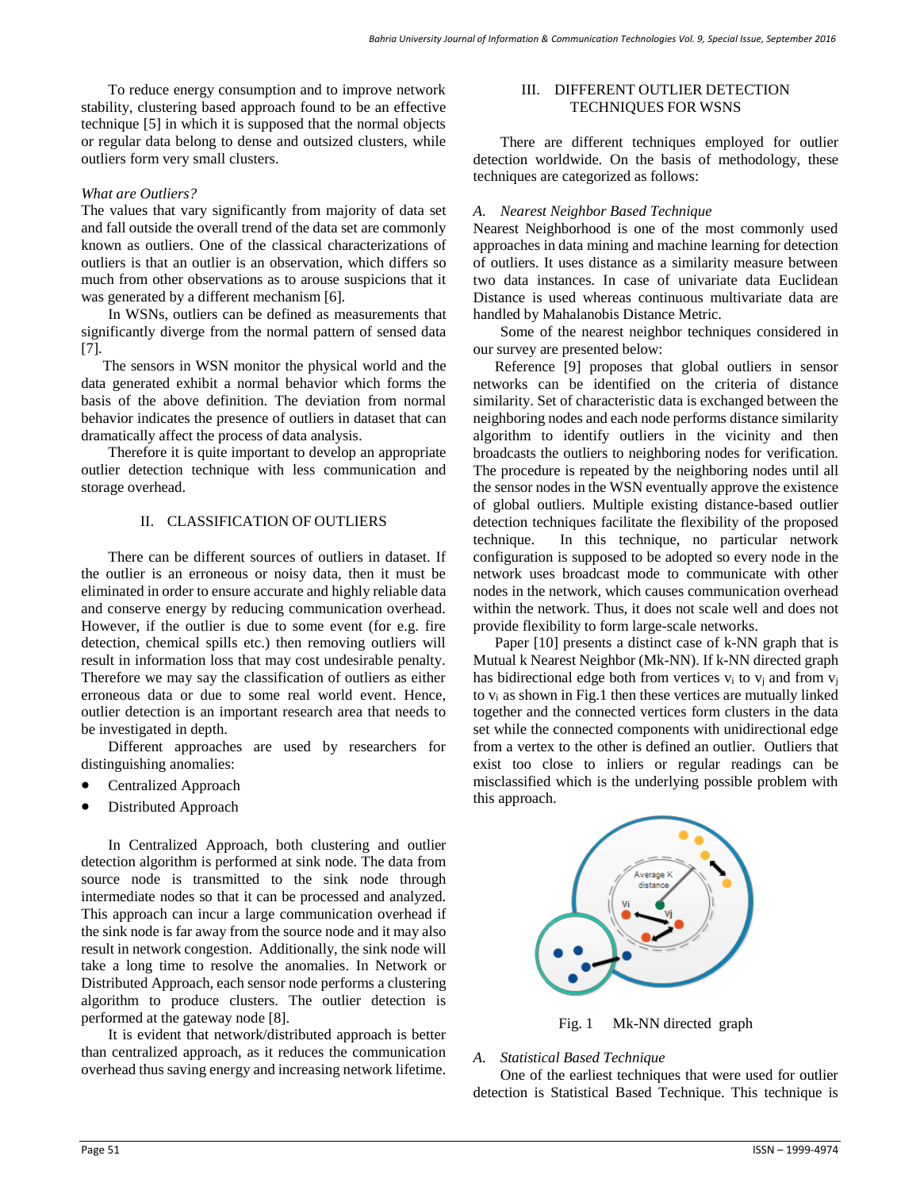To reduce energy consumption and to improve network stability, clustering based approach found to be an effective technique [5] in which it is supposed that the normal objects or regular data belong to dense and outsized clusters, while outliers form very small clusters.

*What are Outliers?*

The values that vary significantly from majority of data set and fall outside the overall trend of the data set are commonly known as outliers. One of the classical characterizations of outliers is that an outlier is an observation, which differs so much from other observations as to arouse suspicions that it was generated by a different mechanism [6].

In WSNs, outliers can be defined as measurements that significantly diverge from the normal pattern of sensed data [7].

The sensors in WSN monitor the physical world and the data generated exhibit a normal behavior which forms the basis of the above definition. The deviation from normal behavior indicates the presence of outliers in dataset that can dramatically affect the process of data analysis.

Therefore it is quite important to develop an appropriate outlier detection technique with less communication and storage overhead.

## II. CLASSIFICATION OF OUTLIERS

There can be different sources of outliers in dataset. If the outlier is an erroneous or noisy data, then it must be eliminated in order to ensure accurate and highly reliable data and conserve energy by reducing communication overhead. However, if the outlier is due to some event (for e.g. fire detection, chemical spills etc.) then removing outliers will result in information loss that may cost undesirable penalty. Therefore we may say the classification of outliers as either erroneous data or due to some real world event. Hence, outlier detection is an important research area that needs to be investigated in depth.

Different approaches are used by researchers for distinguishing anomalies:

- Centralized Approach
- Distributed Approach

In Centralized Approach, both clustering and outlier detection algorithm is performed at sink node. The data from source node is transmitted to the sink node through intermediate nodes so that it can be processed and analyzed. This approach can incur a large communication overhead if the sink node is far away from the source node and it may also result in network congestion. Additionally, the sink node will take a long time to resolve the anomalies. In Network or Distributed Approach, each sensor node performs a clustering algorithm to produce clusters. The outlier detection is performed at the gateway node [8].

It is evident that network/distributed approach is better than centralized approach, as it reduces the communication overhead thus saving energy and increasing network lifetime.

## III. DIFFERENT OUTLIER DETECTION TECHNIQUES FOR WSNS

There are different techniques employed for outlier detection worldwide. On the basis of methodology, these techniques are categorized as follows:

### *A. Nearest Neighbor Based Technique*

Nearest Neighborhood is one of the most commonly used approaches in data mining and machine learning for detection of outliers. It uses distance as a similarity measure between two data instances. In case of univariate data Euclidean Distance is used whereas continuous multivariate data are handled by Mahalanobis Distance Metric.

Some of the nearest neighbor techniques considered in our survey are presented below:

Reference [9] proposes that global outliers in sensor networks can be identified on the criteria of distance similarity. Set of characteristic data is exchanged between the neighboring nodes and each node performs distance similarity algorithm to identify outliers in the vicinity and then broadcasts the outliers to neighboring nodes for verification. The procedure is repeated by the neighboring nodes until all the sensor nodes in the WSN eventually approve the existence of global outliers. Multiple existing distance-based outlier detection techniques facilitate the flexibility of the proposed technique. In this technique, no particular network configuration is supposed to be adopted so every node in the network uses broadcast mode to communicate with other nodes in the network, which causes communication overhead within the network. Thus, it does not scale well and does not provide flexibility to form large-scale networks.

Paper [10] presents a distinct case of k-NN graph that is Mutual k Nearest Neighbor (Mk-NN). If k-NN directed graph has bidirectional edge both from vertices $v_i$ to $v_j$ and from $v_j$ to $v_i$ as shown in Fig.1 then these vertices are mutually linked together and the connected vertices form clusters in the data set while the connected components with unidirectional edge from a vertex to the other is defined an outlier. Outliers that exist too close to inliers or regular readings can be misclassified which is the underlying possible problem with this approach.

Fig. 1 Mk-NN directed graph

### *A. Statistical Based Technique*

One of the earliest techniques that were used for outlier detection is Statistical Based Technique. This technique is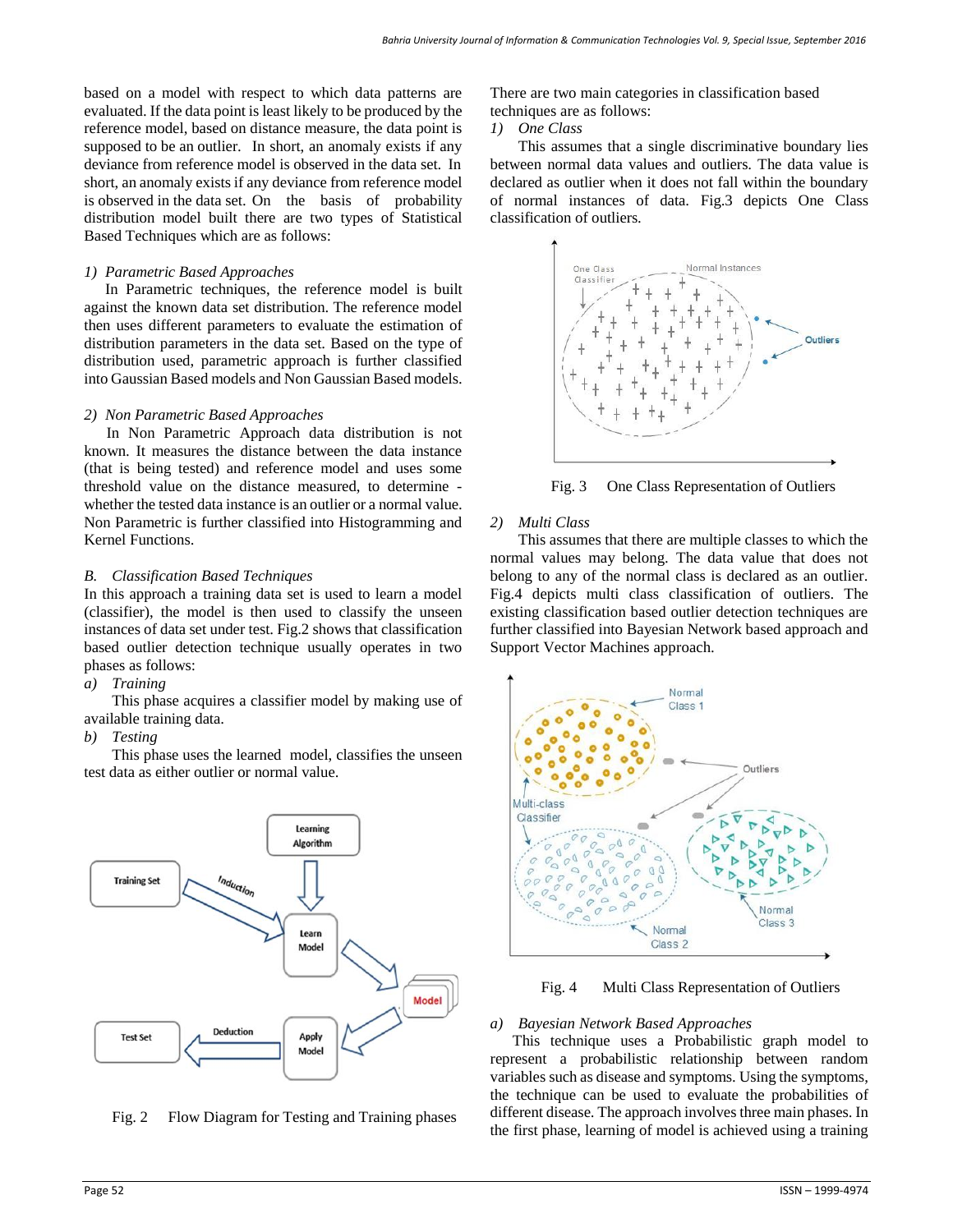based on a model with respect to which data patterns are evaluated. If the data point is least likely to be produced by the reference model, based on distance measure, the data point is supposed to be an outlier. In short, an anomaly exists if any deviance from reference model is observed in the data set. In short, an anomaly exists if any deviance from reference model is observed in the data set. On the basis of probability distribution model built there are two types of Statistical Based Techniques which are as follows:

*1) Parametric Based Approaches*

In Parametric techniques, the reference model is built against the known data set distribution. The reference model then uses different parameters to evaluate the estimation of distribution parameters in the data set. Based on the type of distribution used, parametric approach is further classified into Gaussian Based models and Non Gaussian Based models.

*2) Non Parametric Based Approaches*

In Non Parametric Approach data distribution is not known. It measures the distance between the data instance (that is being tested) and reference model and uses some threshold value on the distance measured, to determine - whether the tested data instance is an outlier or a normal value. Non Parametric is further classified into Histogramming and Kernel Functions.

### B. *Classification Based Techniques*

In this approach a training data set is used to learn a model (classifier), the model is then used to classify the unseen instances of data set under test. Fig.2 shows that classification based outlier detection technique usually operates in two phases as follows:

*a) Training*

This phase acquires a classifier model by making use of available training data.

*b) Testing*

This phase uses the learned model, classifies the unseen test data as either outlier or normal value.

Fig. 2 Flow Diagram for Testing and Training phases

There are two main categories in classification based techniques are as follows:

*1) One Class*

This assumes that a single discriminative boundary lies between normal data values and outliers. The data value is declared as outlier when it does not fall within the boundary of normal instances of data. Fig.3 depicts One Class classification of outliers.

Fig. 3 One Class Representation of Outliers

*2) Multi Class*

This assumes that there are multiple classes to which the normal values may belong. The data value that does not belong to any of the normal class is declared as an outlier. Fig.4 depicts multi class classification of outliers. The existing classification based outlier detection techniques are further classified into Bayesian Network based approach and Support Vector Machines approach.

Fig. 4 Multi Class Representation of Outliers

*a) Bayesian Network Based Approaches*

This technique uses a Probabilistic graph model to represent a probabilistic relationship between random variables such as disease and symptoms. Using the symptoms, the technique can be used to evaluate the probabilities of different disease. The approach involves three main phases. In the first phase, learning of model is achieved using a training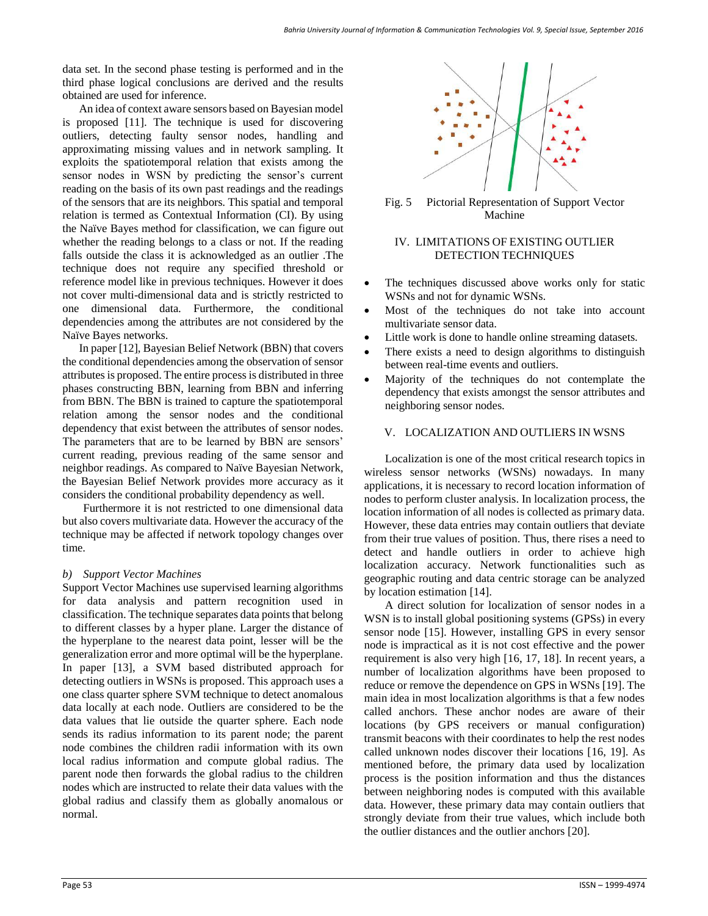data set. In the second phase testing is performed and in the third phase logical conclusions are derived and the results obtained are used for inference.

An idea of context aware sensors based on Bayesian model is proposed [11]. The technique is used for discovering outliers, detecting faulty sensor nodes, handling and approximating missing values and in network sampling. It exploits the spatiotemporal relation that exists among the sensor nodes in WSN by predicting the sensor's current reading on the basis of its own past readings and the readings of the sensors that are its neighbors. This spatial and temporal relation is termed as Contextual Information (CI). By using the Naïve Bayes method for classification, we can figure out whether the reading belongs to a class or not. If the reading falls outside the class it is acknowledged as an outlier .The technique does not require any specified threshold or reference model like in previous techniques. However it does not cover multi-dimensional data and is strictly restricted to one dimensional data. Furthermore, the conditional dependencies among the attributes are not considered by the Naïve Bayes networks.

In paper [12], Bayesian Belief Network (BBN) that covers the conditional dependencies among the observation of sensor attributes is proposed. The entire process is distributed in three phases constructing BBN, learning from BBN and inferring from BBN. The BBN is trained to capture the spatiotemporal relation among the sensor nodes and the conditional dependency that exist between the attributes of sensor nodes. The parameters that are to be learned by BBN are sensors' current reading, previous reading of the same sensor and neighbor readings. As compared to Naïve Bayesian Network, the Bayesian Belief Network provides more accuracy as it considers the conditional probability dependency as well.

Furthermore it is not restricted to one dimensional data but also covers multivariate data. However the accuracy of the technique may be affected if network topology changes over time.

### *b) Support Vector Machines*

Support Vector Machines use supervised learning algorithms for data analysis and pattern recognition used in classification. The technique separates data points that belong to different classes by a hyper plane. Larger the distance of the hyperplane to the nearest data point, lesser will be the generalization error and more optimal will be the hyperplane. In paper [13], a SVM based distributed approach for detecting outliers in WSNs is proposed. This approach uses a one class quarter sphere SVM technique to detect anomalous data locally at each node. Outliers are considered to be the data values that lie outside the quarter sphere. Each node sends its radius information to its parent node; the parent node combines the children radii information with its own local radius information and compute global radius. The parent node then forwards the global radius to the children nodes which are instructed to relate their data values with the global radius and classify them as globally anomalous or normal.

Fig. 5 Pictorial Representation of Support Vector Machine

## IV. LIMITATIONS OF EXISTING OUTLIER DETECTION TECHNIQUES

- The techniques discussed above works only for static WSNs and not for dynamic WSNs.
- Most of the techniques do not take into account multivariate sensor data.
- Little work is done to handle online streaming datasets.
- There exists a need to design algorithms to distinguish between real-time events and outliers.
- Majority of the techniques do not contemplate the dependency that exists amongst the sensor attributes and neighboring sensor nodes.

## V. LOCALIZATION AND OUTLIERS IN WSNS

Localization is one of the most critical research topics in wireless sensor networks (WSNs) nowadays. In many applications, it is necessary to record location information of nodes to perform cluster analysis. In localization process, the location information of all nodes is collected as primary data. However, these data entries may contain outliers that deviate from their true values of position. Thus, there rises a need to detect and handle outliers in order to achieve high localization accuracy. Network functionalities such as geographic routing and data centric storage can be analyzed by location estimation [14].

A direct solution for localization of sensor nodes in a WSN is to install global positioning systems (GPSs) in every sensor node [15]. However, installing GPS in every sensor node is impractical as it is not cost effective and the power requirement is also very high [16, 17, 18]. In recent years, a number of localization algorithms have been proposed to reduce or remove the dependence on GPS in WSNs [19]. The main idea in most localization algorithms is that a few nodes called anchors. These anchor nodes are aware of their locations (by GPS receivers or manual configuration) transmit beacons with their coordinates to help the rest nodes called unknown nodes discover their locations [16, 19]. As mentioned before, the primary data used by localization process is the position information and thus the distances between neighboring nodes is computed with this available data. However, these primary data may contain outliers that strongly deviate from their true values, which include both the outlier distances and the outlier anchors [20].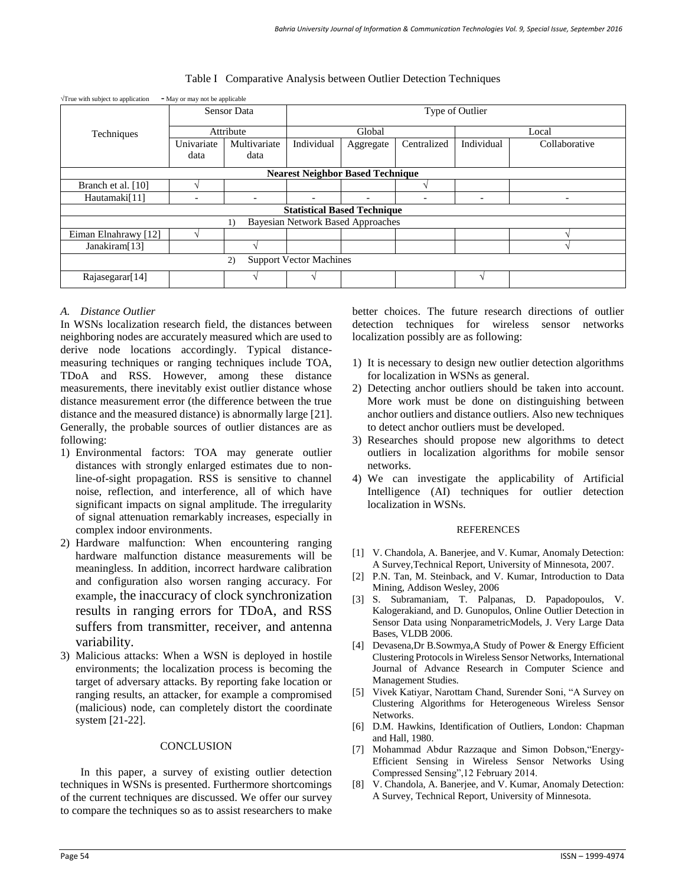Table I Comparative Analysis between Outlier Detection Techniques

√True with subject to application - May or may not be applicable

| Techniques | Sensor Data | | Type of Outlier | | | | |
|---|---|---|---|---|---|---|---|
| | Attribute | | Global | | | Local | |
| | Univariate data | Multivariate data | Individual | Aggregate | Centralized | Individual | Collaborative |
| **Nearest Neighbor Based Technique** | | | | | | | |
| Branch et al. [10] | √ | | | | √ | | |
| Hautamaki[11] | - | - | - | - | - | - | - |
| **Statistical Based Technique** | | | | | | | |
| 1) Bayesian Network Based Approaches | | | | | | | |
| Eiman Elnahrawy [12] | √ | | | | | | √ |
| Janakiram[13] | | √ | | | | | √ |
| 2) Support Vector Machines | | | | | | | |
| Rajasegarar[14] | | √ | √ | | | √ | |

### *A. Distance Outlier*

In WSNs localization research field, the distances between neighboring nodes are accurately measured which are used to derive node locations accordingly. Typical distance-measuring techniques or ranging techniques include TOA, TDoA and RSS. However, among these distance measurements, there inevitably exist outlier distance whose distance measurement error (the difference between the true distance and the measured distance) is abnormally large [21]. Generally, the probable sources of outlier distances are as following:

1) Environmental factors: TOA may generate outlier distances with strongly enlarged estimates due to non-line-of-sight propagation. RSS is sensitive to channel noise, reflection, and interference, all of which have significant impacts on signal amplitude. The irregularity of signal attenuation remarkably increases, especially in complex indoor environments.
2) Hardware malfunction: When encountering ranging hardware malfunction distance measurements will be meaningless. In addition, incorrect hardware calibration and configuration also worsen ranging accuracy. For example, the inaccuracy of clock synchronization results in ranging errors for TDoA, and RSS suffers from transmitter, receiver, and antenna variability.
3) Malicious attacks: When a WSN is deployed in hostile environments; the localization process is becoming the target of adversary attacks. By reporting fake location or ranging results, an attacker, for example a compromised (malicious) node, can completely distort the coordinate system [21-22].

## CONCLUSION

In this paper, a survey of existing outlier detection techniques in WSNs is presented. Furthermore shortcomings of the current techniques are discussed. We offer our survey to compare the techniques so as to assist researchers to make better choices. The future research directions of outlier detection techniques for wireless sensor networks localization possibly are as following:

1) It is necessary to design new outlier detection algorithms for localization in WSNs as general.
2) Detecting anchor outliers should be taken into account. More work must be done on distinguishing between anchor outliers and distance outliers. Also new techniques to detect anchor outliers must be developed.
3) Researches should propose new algorithms to detect outliers in localization algorithms for mobile sensor networks.
4) We can investigate the applicability of Artificial Intelligence (AI) techniques for outlier detection localization in WSNs.

## REFERENCES

[1] V. Chandola, A. Banerjee, and V. Kumar, Anomaly Detection: A Survey,Technical Report, University of Minnesota, 2007.

[2] P.N. Tan, M. Steinback, and V. Kumar, Introduction to Data Mining, Addison Wesley, 2006

[3] S. Subramaniam, T. Palpanas, D. Papadopoulos, V. Kalogerakiand, and D. Gunopulos, Online Outlier Detection in Sensor Data using NonparametricModels, J. Very Large Data Bases, VLDB 2006.

[4] Devasena,Dr B.Sowmya,A Study of Power & Energy Efficient Clustering Protocols in Wireless Sensor Networks, International Journal of Advance Research in Computer Science and Management Studies.

[5] Vivek Katiyar, Narottam Chand, Surender Soni, "A Survey on Clustering Algorithms for Heterogeneous Wireless Sensor Networks.

[6] D.M. Hawkins, Identification of Outliers, London: Chapman and Hall, 1980.

[7] Mohammad Abdur Razzaque and Simon Dobson,"Energy-Efficient Sensing in Wireless Sensor Networks Using Compressed Sensing",12 February 2014.

[8] V. Chandola, A. Banerjee, and V. Kumar, Anomaly Detection: A Survey, Technical Report, University of Minnesota.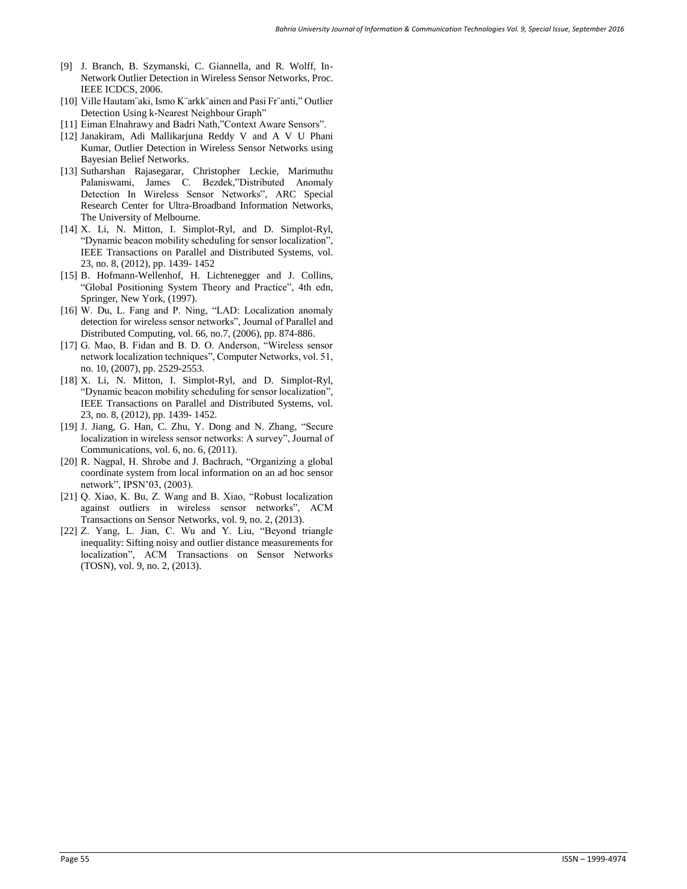[9] J. Branch, B. Szymanski, C. Giannella, and R. Wolff, In-Network Outlier Detection in Wireless Sensor Networks, Proc. IEEE ICDCS, 2006.

[10] Ville Hautam¨aki, Ismo K¨arkk¨ainen and Pasi Fr¨anti," Outlier Detection Using k-Nearest Neighbour Graph"

[11] Eiman Elnahrawy and Badri Nath,"Context Aware Sensors".

[12] Janakiram, Adi Mallikarjuna Reddy V and A V U Phani Kumar, Outlier Detection in Wireless Sensor Networks using Bayesian Belief Networks.

[13] Sutharshan Rajasegarar, Christopher Leckie, Marimuthu Palaniswami, James C. Bezdek,"Distributed Anomaly Detection In Wireless Sensor Networks", ARC Special Research Center for Ultra-Broadband Information Networks, The University of Melbourne.

[14] X. Li, N. Mitton, I. Simplot-Ryl, and D. Simplot-Ryl, "Dynamic beacon mobility scheduling for sensor localization", IEEE Transactions on Parallel and Distributed Systems, vol. 23, no. 8, (2012), pp. 1439- 1452

[15] B. Hofmann-Wellenhof, H. Lichtenegger and J. Collins, "Global Positioning System Theory and Practice", 4th edn, Springer, New York, (1997).

[16] W. Du, L. Fang and P. Ning, "LAD: Localization anomaly detection for wireless sensor networks", Journal of Parallel and Distributed Computing, vol. 66, no.7, (2006), pp. 874-886.

[17] G. Mao, B. Fidan and B. D. O. Anderson, "Wireless sensor network localization techniques", Computer Networks, vol. 51, no. 10, (2007), pp. 2529-2553.

[18] X. Li, N. Mitton, I. Simplot-Ryl, and D. Simplot-Ryl, "Dynamic beacon mobility scheduling for sensor localization", IEEE Transactions on Parallel and Distributed Systems, vol. 23, no. 8, (2012), pp. 1439- 1452.

[19] J. Jiang, G. Han, C. Zhu, Y. Dong and N. Zhang, "Secure localization in wireless sensor networks: A survey", Journal of Communications, vol. 6, no. 6, (2011).

[20] R. Nagpal, H. Shrobe and J. Bachrach, "Organizing a global coordinate system from local information on an ad hoc sensor network", IPSN'03, (2003).

[21] Q. Xiao, K. Bu, Z. Wang and B. Xiao, "Robust localization against outliers in wireless sensor networks", ACM Transactions on Sensor Networks, vol. 9, no. 2, (2013).

[22] Z. Yang, L. Jian, C. Wu and Y. Liu, "Beyond triangle inequality: Sifting noisy and outlier distance measurements for localization", ACM Transactions on Sensor Networks (TOSN), vol. 9, no. 2, (2013).